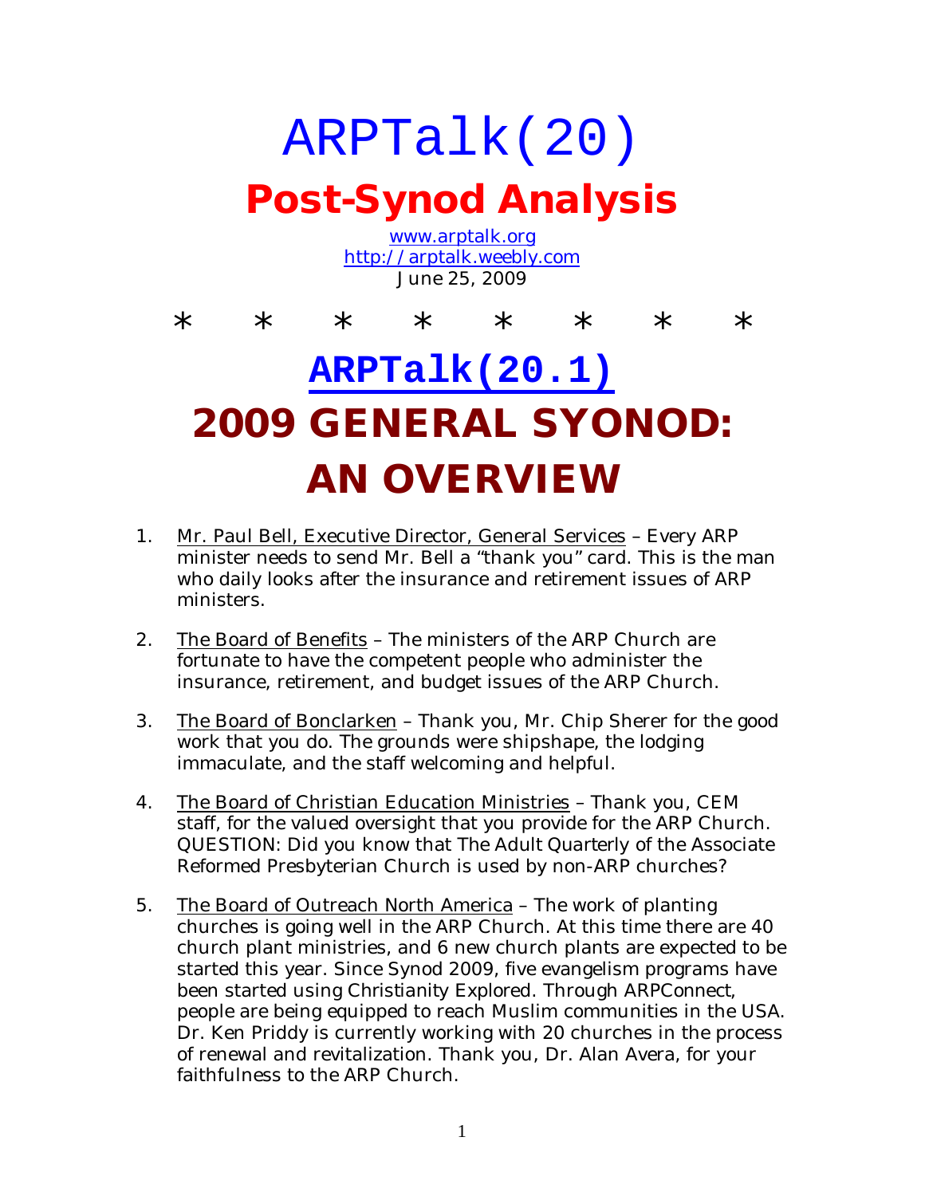# ARPTalk(20)

# Post-Synod Analysis

www.arptalk.org
http://arptalk.weebly.com
June 25, 2009

\*  \*  \*  \*  \*  \*  \*  \*

## ARPTalk(20.1)

## 2009 GENERAL SYONOD: AN OVERVIEW

1. Mr. Paul Bell, Executive Director, General Services – Every ARP minister needs to send Mr. Bell a "thank you" card. This is the man who daily looks after the insurance and retirement issues of ARP ministers.

2. The Board of Benefits – The ministers of the ARP Church are fortunate to have the competent people who administer the insurance, retirement, and budget issues of the ARP Church.

3. The Board of Bonclarken – Thank you, Mr. Chip Sherer for the good work that you do. The grounds were shipshape, the lodging immaculate, and the staff welcoming and helpful.

4. The Board of Christian Education Ministries – Thank you, CEM staff, for the valued oversight that you provide for the ARP Church. QUESTION: Did you know that The Adult Quarterly of the Associate Reformed Presbyterian Church is used by non-ARP churches?

5. The Board of Outreach North America – The work of planting churches is going well in the ARP Church. At this time there are 40 church plant ministries, and 6 new church plants are expected to be started this year. Since Synod 2009, five evangelism programs have been started using Christianity Explored. Through ARPConnect, people are being equipped to reach Muslim communities in the USA. Dr. Ken Priddy is currently working with 20 churches in the process of renewal and revitalization. Thank you, Dr. Alan Avera, for your faithfulness to the ARP Church.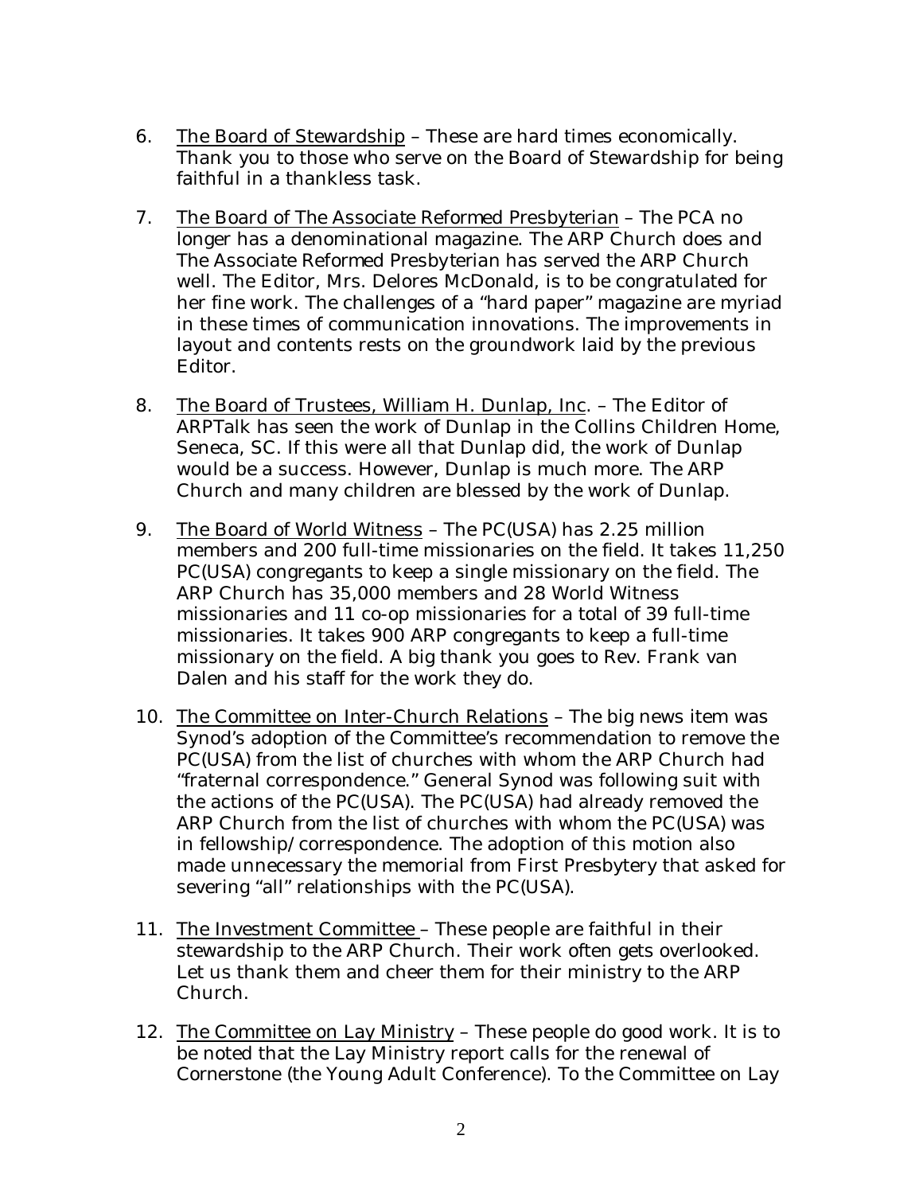6. The Board of Stewardship – These are hard times economically. Thank you to those who serve on the Board of Stewardship for being faithful in a thankless task.

7. The Board of The Associate Reformed Presbyterian – The PCA no longer has a denominational magazine. The ARP Church does and The Associate Reformed Presbyterian has served the ARP Church well. The Editor, Mrs. Delores McDonald, is to be congratulated for her fine work. The challenges of a "hard paper" magazine are myriad in these times of communication innovations. The improvements in layout and contents rests on the groundwork laid by the previous Editor.

8. The Board of Trustees, William H. Dunlap, Inc. – The Editor of ARPTalk has seen the work of Dunlap in the Collins Children Home, Seneca, SC. If this were all that Dunlap did, the work of Dunlap would be a success. However, Dunlap is much more. The ARP Church and many children are blessed by the work of Dunlap.

9. The Board of World Witness – The PC(USA) has 2.25 million members and 200 full-time missionaries on the field. It takes 11,250 PC(USA) congregants to keep a single missionary on the field. The ARP Church has 35,000 members and 28 World Witness missionaries and 11 co-op missionaries for a total of 39 full-time missionaries. It takes 900 ARP congregants to keep a full-time missionary on the field. A big thank you goes to Rev. Frank van Dalen and his staff for the work they do.

10. The Committee on Inter-Church Relations – The big news item was Synod's adoption of the Committee's recommendation to remove the PC(USA) from the list of churches with whom the ARP Church had "fraternal correspondence." General Synod was following suit with the actions of the PC(USA). The PC(USA) had already removed the ARP Church from the list of churches with whom the PC(USA) was in fellowship/correspondence. The adoption of this motion also made unnecessary the memorial from First Presbytery that asked for severing "all" relationships with the PC(USA).

11. The Investment Committee – These people are faithful in their stewardship to the ARP Church. Their work often gets overlooked. Let us thank them and cheer them for their ministry to the ARP Church.

12. The Committee on Lay Ministry – These people do good work. It is to be noted that the Lay Ministry report calls for the renewal of Cornerstone (the Young Adult Conference). To the Committee on Lay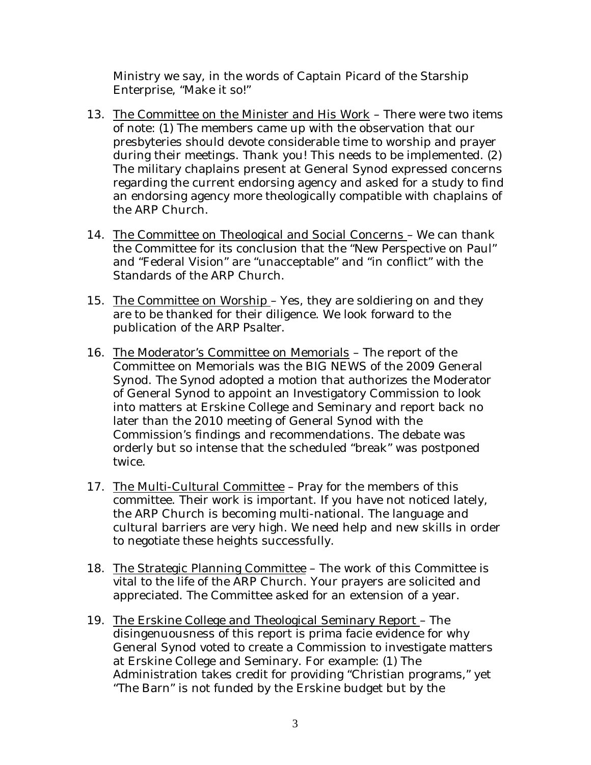Ministry we say, in the words of Captain Picard of the Starship Enterprise, "Make it so!"

13. The Committee on the Minister and His Work – There were two items of note: (1) The members came up with the observation that our presbyteries should devote considerable time to worship and prayer during their meetings. Thank you! This needs to be implemented. (2) The military chaplains present at General Synod expressed concerns regarding the current endorsing agency and asked for a study to find an endorsing agency more theologically compatible with chaplains of the ARP Church.

14. The Committee on Theological and Social Concerns – We can thank the Committee for its conclusion that the "New Perspective on Paul" and "Federal Vision" are "unacceptable" and "in conflict" with the Standards of the ARP Church.

15. The Committee on Worship – Yes, they are soldiering on and they are to be thanked for their diligence. We look forward to the publication of the ARP Psalter.

16. The Moderator's Committee on Memorials – The report of the Committee on Memorials was the BIG NEWS of the 2009 General Synod. The Synod adopted a motion that authorizes the Moderator of General Synod to appoint an Investigatory Commission to look into matters at Erskine College and Seminary and report back no later than the 2010 meeting of General Synod with the Commission's findings and recommendations. The debate was orderly but so intense that the scheduled "break" was postponed twice.

17. The Multi-Cultural Committee – Pray for the members of this committee. Their work is important. If you have not noticed lately, the ARP Church is becoming multi-national. The language and cultural barriers are very high. We need help and new skills in order to negotiate these heights successfully.

18. The Strategic Planning Committee – The work of this Committee is vital to the life of the ARP Church. Your prayers are solicited and appreciated. The Committee asked for an extension of a year.

19. The Erskine College and Theological Seminary Report – The disingenuousness of this report is prima facie evidence for why General Synod voted to create a Commission to investigate matters at Erskine College and Seminary. For example: (1) The Administration takes credit for providing "Christian programs," yet "The Barn" is not funded by the Erskine budget but by the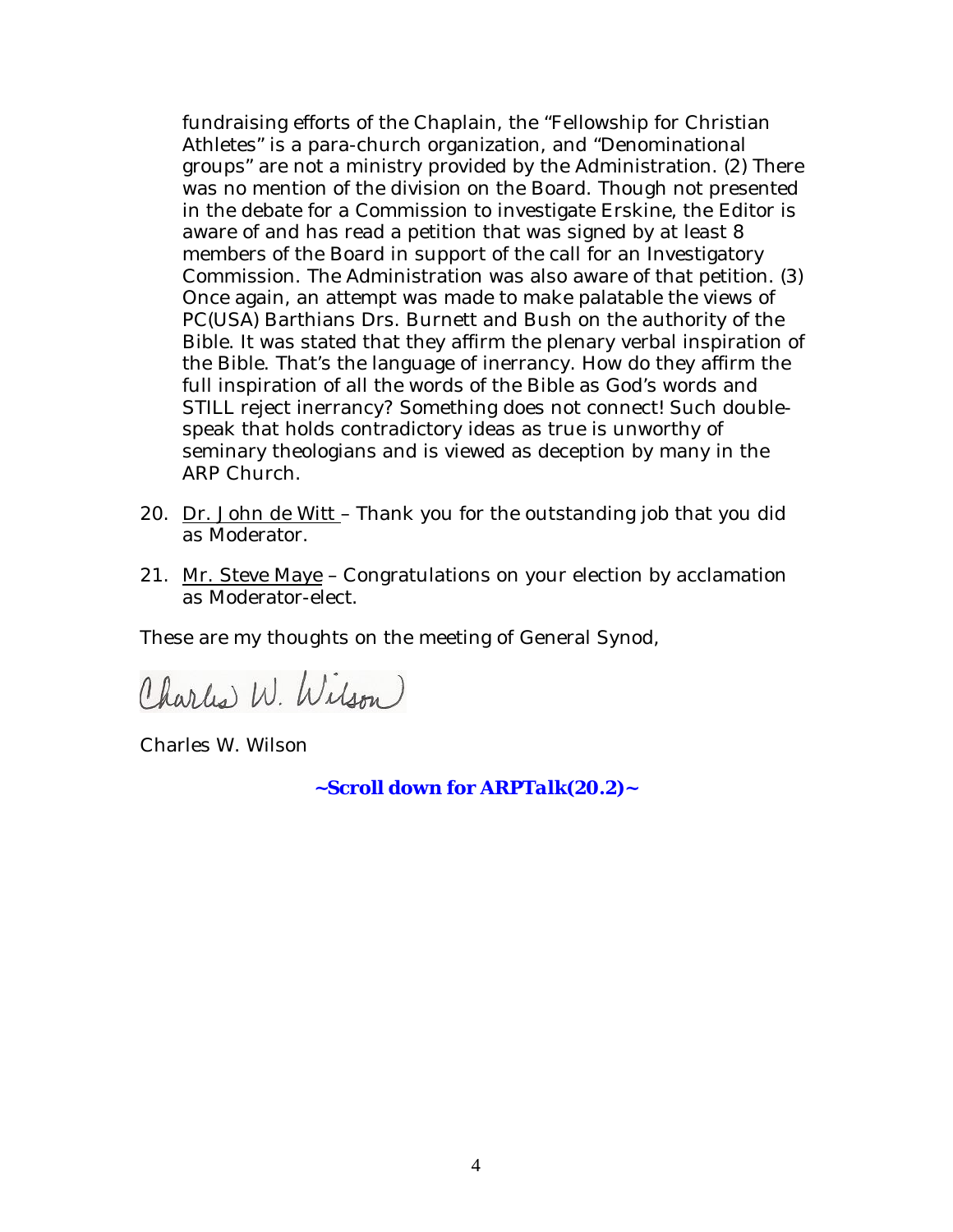fundraising efforts of the Chaplain, the "Fellowship for Christian Athletes" is a para-church organization, and "Denominational groups" are not a ministry provided by the Administration. (2) There was no mention of the division on the Board. Though not presented in the debate for a Commission to investigate Erskine, the Editor is aware of and has read a petition that was signed by at least 8 members of the Board in support of the call for an Investigatory Commission. The Administration was also aware of that petition. (3) Once again, an attempt was made to make palatable the views of PC(USA) Barthians Drs. Burnett and Bush on the authority of the Bible. It was stated that they affirm the plenary verbal inspiration of the Bible. That's the language of inerrancy. How do they affirm the full inspiration of all the words of the Bible as God's words and STILL reject inerrancy? Something does not connect! Such double-speak that holds contradictory ideas as true is unworthy of seminary theologians and is viewed as deception by many in the ARP Church.

20. <u>Dr. John de Witt</u> – Thank you for the outstanding job that you did as Moderator.

21. <u>Mr. Steve Maye</u> – Congratulations on your election by acclamation as Moderator-elect.

These are my thoughts on the meeting of General Synod,

Charles W. Wilson

Charles W. Wilson

***~Scroll down for ARPTalk(20.2)~***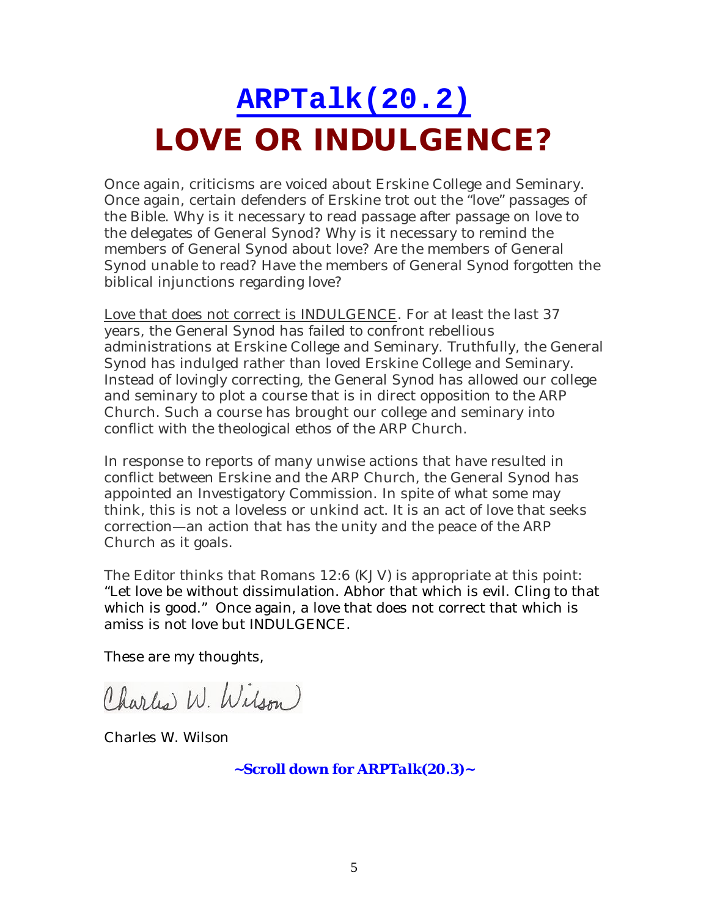# [ARPTalk(20.2)]()

# LOVE OR INDULGENCE?

Once again, criticisms are voiced about Erskine College and Seminary. Once again, certain defenders of Erskine trot out the "love" passages of the Bible. Why is it necessary to read passage after passage on love to the delegates of General Synod? Why is it necessary to remind the members of General Synod about love? Are the members of General Synod unable to read? Have the members of General Synod forgotten the biblical injunctions regarding love?

<u>Love that does not correct is INDULGENCE</u>. For at least the last 37 years, the General Synod has failed to confront rebellious administrations at Erskine College and Seminary. Truthfully, the General Synod has indulged rather than loved Erskine College and Seminary. Instead of lovingly correcting, the General Synod has allowed our college and seminary to plot a course that is in direct opposition to the ARP Church. Such a course has brought our college and seminary into conflict with the theological ethos of the ARP Church.

In response to reports of many unwise actions that have resulted in conflict between Erskine and the ARP Church, the General Synod has appointed an Investigatory Commission. In spite of what some may think, this is not a loveless or unkind act. It is an act of love that seeks correction—an action that has the unity and the peace of the ARP Church as it goals.

The Editor thinks that Romans 12:6 (KJV) is appropriate at this point: "Let love be without dissimulation. Abhor that which is evil. Cling to that which is good." Once again, a love that does not correct that which is amiss is not love but INDULGENCE.

These are my thoughts,

Charles W. Wilson

Charles W. Wilson

***~Scroll down for ARPTalk(20.3)~***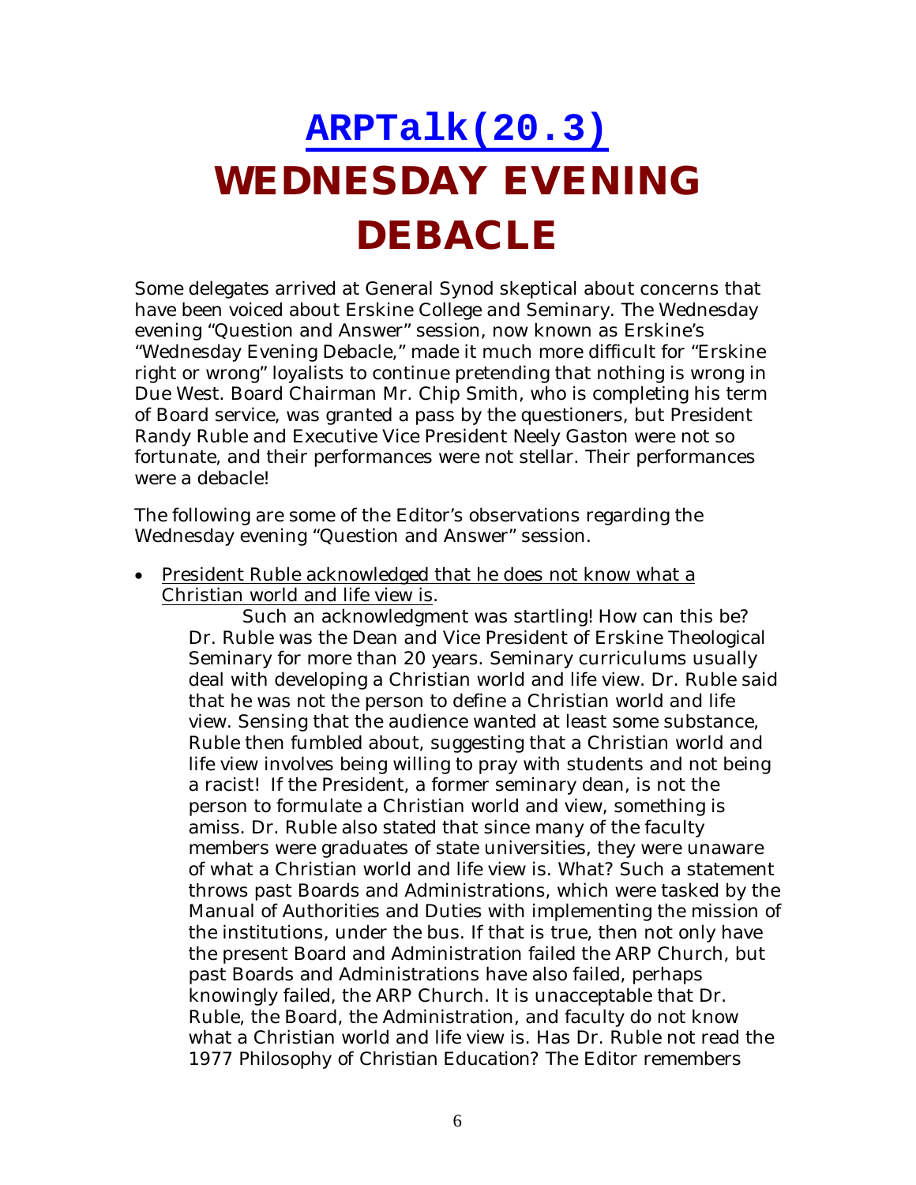# [ARPTalk(20.3)]
# WEDNESDAY EVENING DEBACLE

Some delegates arrived at General Synod skeptical about concerns that have been voiced about Erskine College and Seminary. The Wednesday evening "Question and Answer" session, now known as Erskine's "Wednesday Evening Debacle," made it much more difficult for "Erskine right or wrong" loyalists to continue pretending that nothing is wrong in Due West. Board Chairman Mr. Chip Smith, who is completing his term of Board service, was granted a pass by the questioners, but President Randy Ruble and Executive Vice President Neely Gaston were not so fortunate, and their performances were not stellar. Their performances were a debacle!

The following are some of the Editor's observations regarding the Wednesday evening "Question and Answer" session.

- <u>President Ruble acknowledged that he does not know what a Christian world and life view is</u>.

  Such an acknowledgment was startling! How can this be? Dr. Ruble was the Dean and Vice President of Erskine Theological Seminary for more than 20 years. Seminary curriculums usually deal with developing a Christian world and life view. Dr. Ruble said that he was not the person to define a Christian world and life view. Sensing that the audience wanted at least some substance, Ruble then fumbled about, suggesting that a Christian world and life view involves being willing to pray with students and not being a racist! If the President, a former seminary dean, is not the person to formulate a Christian world and view, something is amiss. Dr. Ruble also stated that since many of the faculty members were graduates of state universities, they were unaware of what a Christian world and life view is. What? Such a statement throws past Boards and Administrations, which were tasked by the Manual of Authorities and Duties with implementing the mission of the institutions, under the bus. If that is true, then not only have the present Board and Administration failed the ARP Church, but past Boards and Administrations have also failed, perhaps knowingly failed, the ARP Church. It is unacceptable that Dr. Ruble, the Board, the Administration, and faculty do not know what a Christian world and life view is. Has Dr. Ruble not read the 1977 Philosophy of Christian Education? The Editor remembers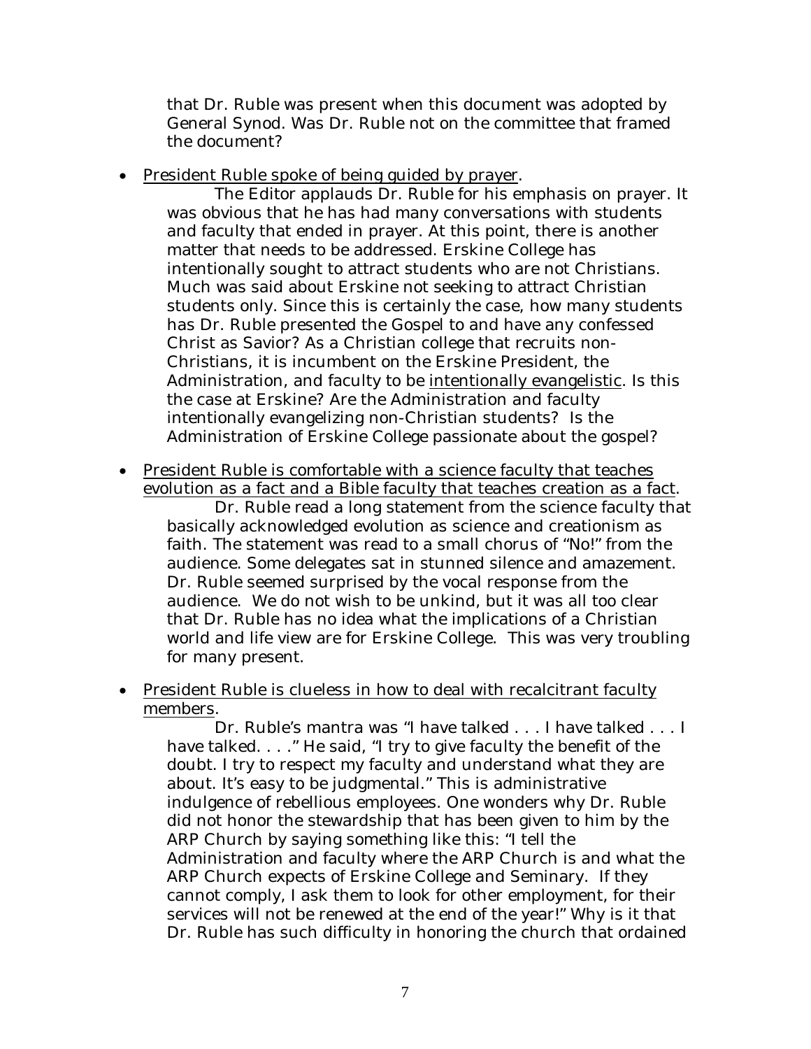that Dr. Ruble was present when this document was adopted by General Synod. Was Dr. Ruble not on the committee that framed the document?

- <u>President Ruble spoke of being guided by prayer</u>.

  The Editor applauds Dr. Ruble for his emphasis on prayer. It was obvious that he has had many conversations with students and faculty that ended in prayer. At this point, there is another matter that needs to be addressed. Erskine College has intentionally sought to attract students who are not Christians. Much was said about Erskine not seeking to attract Christian students only. Since this is certainly the case, how many students has Dr. Ruble presented the Gospel to and have any confessed Christ as Savior? As a Christian college that recruits non-Christians, it is incumbent on the Erskine President, the Administration, and faculty to be <u>intentionally evangelistic</u>. Is this the case at Erskine? Are the Administration and faculty intentionally evangelizing non-Christian students? Is the Administration of Erskine College passionate about the gospel?

- <u>President Ruble is comfortable with a science faculty that teaches evolution as a fact and a Bible faculty that teaches creation as a fact</u>.

  Dr. Ruble read a long statement from the science faculty that basically acknowledged evolution as science and creationism as faith. The statement was read to a small chorus of "No!" from the audience. Some delegates sat in stunned silence and amazement. Dr. Ruble seemed surprised by the vocal response from the audience. We do not wish to be unkind, but it was all too clear that Dr. Ruble has no idea what the implications of a Christian world and life view are for Erskine College. This was very troubling for many present.

- <u>President Ruble is clueless in how to deal with recalcitrant faculty members</u>.

  Dr. Ruble's mantra was "I have talked . . . I have talked . . . I have talked. . . ." He said, "I try to give faculty the benefit of the doubt. I try to respect my faculty and understand what they are about. It's easy to be judgmental." This is administrative indulgence of rebellious employees. One wonders why Dr. Ruble did not honor the stewardship that has been given to him by the ARP Church by saying something like this: "I tell the Administration and faculty where the ARP Church is and what the ARP Church expects of Erskine College and Seminary. If they cannot comply, I ask them to look for other employment, for their services will not be renewed at the end of the year!" Why is it that Dr. Ruble has such difficulty in honoring the church that ordained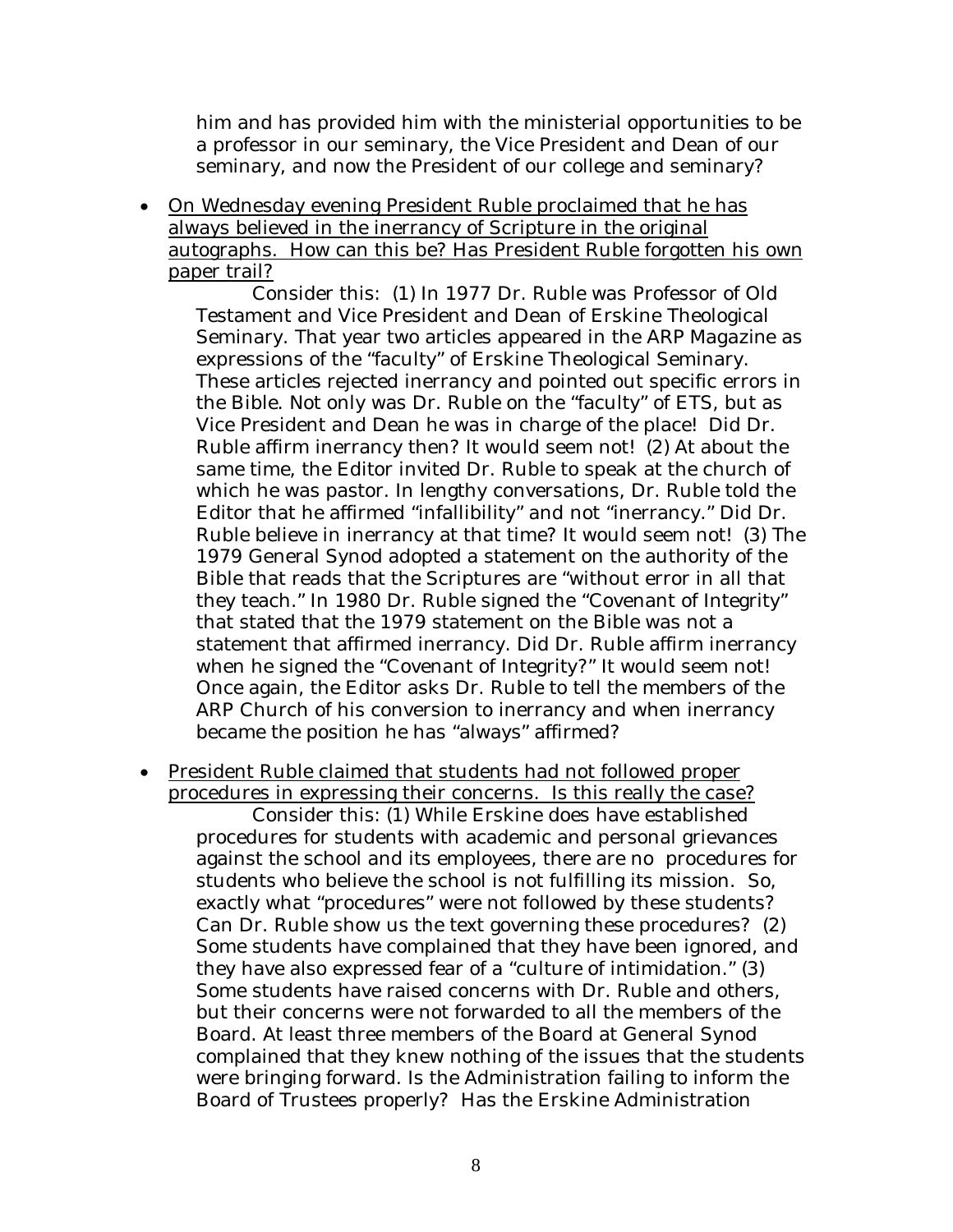him and has provided him with the ministerial opportunities to be a professor in our seminary, the Vice President and Dean of our seminary, and now the President of our college and seminary?

- <u>On Wednesday evening President Ruble proclaimed that he has always believed in the inerrancy of Scripture in the original autographs. How can this be? Has President Ruble forgotten his own paper trail?</u>

  Consider this: (1) In 1977 Dr. Ruble was Professor of Old Testament and Vice President and Dean of Erskine Theological Seminary. That year two articles appeared in the ARP Magazine as expressions of the "faculty" of Erskine Theological Seminary. These articles rejected inerrancy and pointed out specific errors in the Bible. Not only was Dr. Ruble on the "faculty" of ETS, but as Vice President and Dean he was in charge of the place! Did Dr. Ruble affirm inerrancy then? It would seem not! (2) At about the same time, the Editor invited Dr. Ruble to speak at the church of which he was pastor. In lengthy conversations, Dr. Ruble told the Editor that he affirmed "infallibility" and not "inerrancy." Did Dr. Ruble believe in inerrancy at that time? It would seem not! (3) The 1979 General Synod adopted a statement on the authority of the Bible that reads that the Scriptures are "without error in all that they teach." In 1980 Dr. Ruble signed the "Covenant of Integrity" that stated that the 1979 statement on the Bible was not a statement that affirmed inerrancy. Did Dr. Ruble affirm inerrancy when he signed the "Covenant of Integrity?" It would seem not! Once again, the Editor asks Dr. Ruble to tell the members of the ARP Church of his conversion to inerrancy and when inerrancy became the position he has "always" affirmed?

- <u>President Ruble claimed that students had not followed proper procedures in expressing their concerns. Is this really the case?</u>

  Consider this: (1) While Erskine does have established procedures for students with academic and personal grievances against the school and its employees, there are no procedures for students who believe the school is not fulfilling its mission. So, exactly what "procedures" were not followed by these students? Can Dr. Ruble show us the text governing these procedures? (2) Some students have complained that they have been ignored, and they have also expressed fear of a "culture of intimidation." (3) Some students have raised concerns with Dr. Ruble and others, but their concerns were not forwarded to all the members of the Board. At least three members of the Board at General Synod complained that they knew nothing of the issues that the students were bringing forward. Is the Administration failing to inform the Board of Trustees properly? Has the Erskine Administration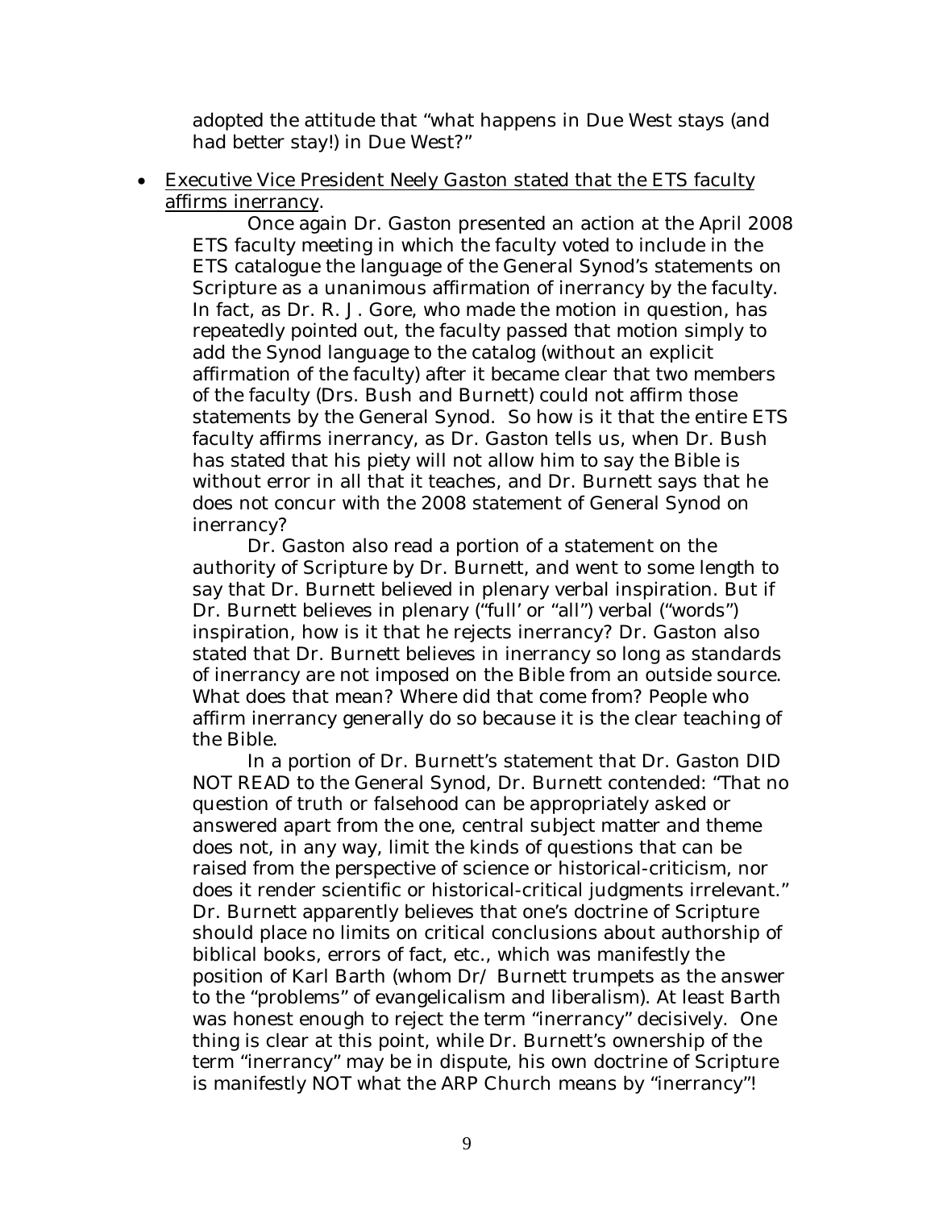adopted the attitude that "what happens in Due West stays (and had better stay!) in Due West?"

- <u>Executive Vice President Neely Gaston stated that the ETS faculty affirms inerrancy</u>.

  Once again Dr. Gaston presented an action at the April 2008 ETS faculty meeting in which the faculty voted to include in the ETS catalogue the language of the General Synod's statements on Scripture as a unanimous affirmation of inerrancy by the faculty. In fact, as Dr. R. J. Gore, who made the motion in question, has repeatedly pointed out, the faculty passed that motion simply to add the Synod language to the catalog (without an explicit affirmation of the faculty) after it became clear that two members of the faculty (Drs. Bush and Burnett) could not affirm those statements by the General Synod. So how is it that the entire ETS faculty affirms inerrancy, as Dr. Gaston tells us, when Dr. Bush has stated that his piety will not allow him to say the Bible is without error in all that it teaches, and Dr. Burnett says that he does not concur with the 2008 statement of General Synod on inerrancy?

  Dr. Gaston also read a portion of a statement on the authority of Scripture by Dr. Burnett, and went to some length to say that Dr. Burnett believed in plenary verbal inspiration. But if Dr. Burnett believes in plenary ("full' or "all") verbal ("words") inspiration, how is it that he rejects inerrancy? Dr. Gaston also stated that Dr. Burnett believes in inerrancy so long as standards of inerrancy are not imposed on the Bible from an outside source. What does that mean? Where did that come from? People who affirm inerrancy generally do so because it is the clear teaching of the Bible.

  In a portion of Dr. Burnett's statement that Dr. Gaston DID NOT READ to the General Synod, Dr. Burnett contended: "That no question of truth or falsehood can be appropriately asked or answered apart from the one, central subject matter and theme does not, in any way, limit the kinds of questions that can be raised from the perspective of science or historical-criticism, nor does it render scientific or historical-critical judgments irrelevant." Dr. Burnett apparently believes that one's doctrine of Scripture should place no limits on critical conclusions about authorship of biblical books, errors of fact, etc., which was manifestly the position of Karl Barth (whom Dr/ Burnett trumpets as the answer to the "problems" of evangelicalism and liberalism). At least Barth was honest enough to reject the term "inerrancy" decisively. One thing is clear at this point, while Dr. Burnett's ownership of the term "inerrancy" may be in dispute, his own doctrine of Scripture is manifestly NOT what the ARP Church means by "inerrancy"!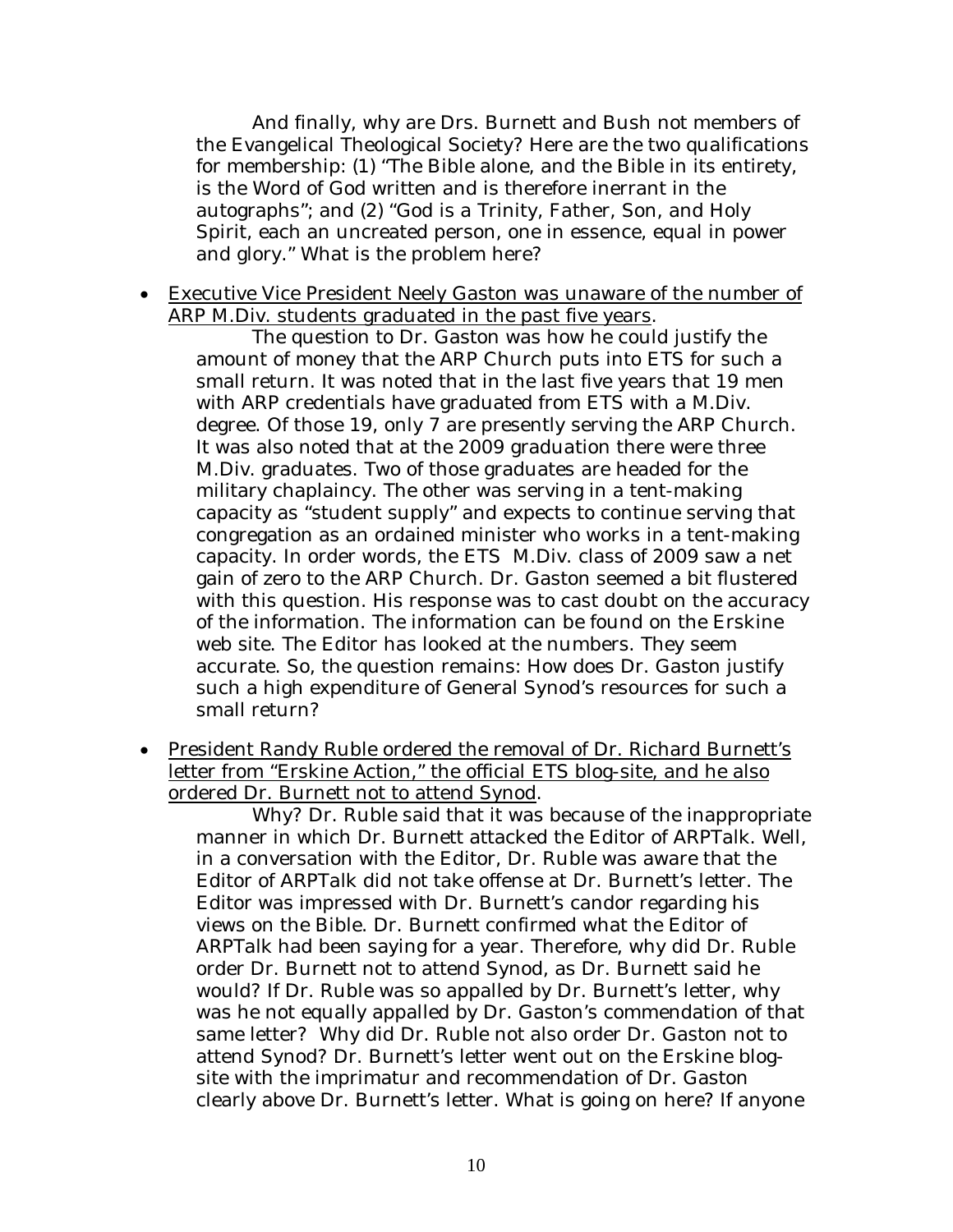And finally, why are Drs. Burnett and Bush not members of the Evangelical Theological Society? Here are the two qualifications for membership: (1) "The Bible alone, and the Bible in its entirety, is the Word of God written and is therefore inerrant in the autographs"; and (2) "God is a Trinity, Father, Son, and Holy Spirit, each an uncreated person, one in essence, equal in power and glory." What is the problem here?

- <u>Executive Vice President Neely Gaston was unaware of the number of ARP M.Div. students graduated in the past five years</u>.

  The question to Dr. Gaston was how he could justify the amount of money that the ARP Church puts into ETS for such a small return. It was noted that in the last five years that 19 men with ARP credentials have graduated from ETS with a M.Div. degree. Of those 19, only 7 are presently serving the ARP Church. It was also noted that at the 2009 graduation there were three M.Div. graduates. Two of those graduates are headed for the military chaplaincy. The other was serving in a tent-making capacity as "student supply" and expects to continue serving that congregation as an ordained minister who works in a tent-making capacity. In order words, the ETS M.Div. class of 2009 saw a net gain of zero to the ARP Church. Dr. Gaston seemed a bit flustered with this question. His response was to cast doubt on the accuracy of the information. The information can be found on the Erskine web site. The Editor has looked at the numbers. They seem accurate. So, the question remains: How does Dr. Gaston justify such a high expenditure of General Synod's resources for such a small return?

- <u>President Randy Ruble ordered the removal of Dr. Richard Burnett's letter from "Erskine Action," the official ETS blog-site, and he also ordered Dr. Burnett not to attend Synod</u>.

  Why? Dr. Ruble said that it was because of the inappropriate manner in which Dr. Burnett attacked the Editor of ARPTalk. Well, in a conversation with the Editor, Dr. Ruble was aware that the Editor of ARPTalk did not take offense at Dr. Burnett's letter. The Editor was impressed with Dr. Burnett's candor regarding his views on the Bible. Dr. Burnett confirmed what the Editor of ARPTalk had been saying for a year. Therefore, why did Dr. Ruble order Dr. Burnett not to attend Synod, as Dr. Burnett said he would? If Dr. Ruble was so appalled by Dr. Burnett's letter, why was he not equally appalled by Dr. Gaston's commendation of that same letter? Why did Dr. Ruble not also order Dr. Gaston not to attend Synod? Dr. Burnett's letter went out on the Erskine blog-site with the imprimatur and recommendation of Dr. Gaston clearly above Dr. Burnett's letter. What is going on here? If anyone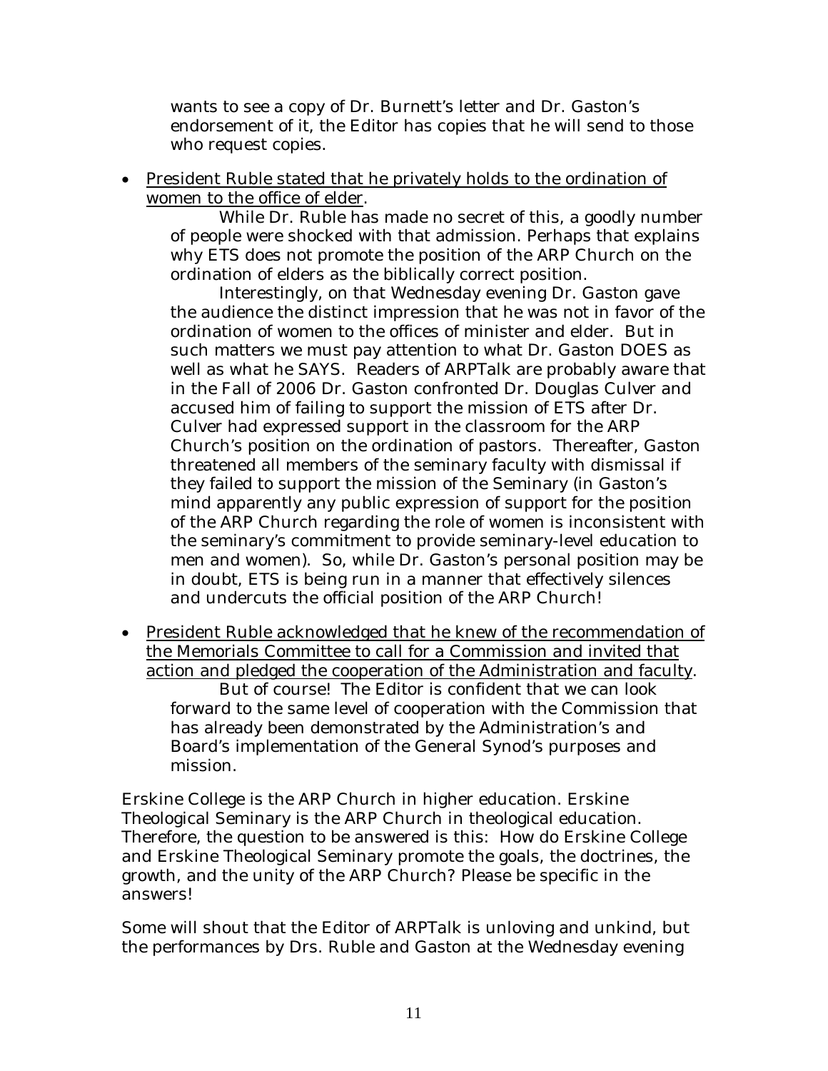wants to see a copy of Dr. Burnett's letter and Dr. Gaston's endorsement of it, the Editor has copies that he will send to those who request copies.

- <u>President Ruble stated that he privately holds to the ordination of women to the office of elder</u>.

  While Dr. Ruble has made no secret of this, a goodly number of people were shocked with that admission. Perhaps that explains why ETS does not promote the position of the ARP Church on the ordination of elders as the biblically correct position.

  Interestingly, on that Wednesday evening Dr. Gaston gave the audience the distinct impression that he was not in favor of the ordination of women to the offices of minister and elder. But in such matters we must pay attention to what Dr. Gaston DOES as well as what he SAYS. Readers of ARPTalk are probably aware that in the Fall of 2006 Dr. Gaston confronted Dr. Douglas Culver and accused him of failing to support the mission of ETS after Dr. Culver had expressed support in the classroom for the ARP Church's position on the ordination of pastors. Thereafter, Gaston threatened all members of the seminary faculty with dismissal if they failed to support the mission of the Seminary (in Gaston's mind apparently any public expression of support for the position of the ARP Church regarding the role of women is inconsistent with the seminary's commitment to provide seminary-level education to men and women). So, while Dr. Gaston's personal position may be in doubt, ETS is being run in a manner that effectively silences and undercuts the official position of the ARP Church!

- <u>President Ruble acknowledged that he knew of the recommendation of the Memorials Committee to call for a Commission and invited that action and pledged the cooperation of the Administration and faculty</u>.

  But of course! The Editor is confident that we can look forward to the same level of cooperation with the Commission that has already been demonstrated by the Administration's and Board's implementation of the General Synod's purposes and mission.

Erskine College is the ARP Church in higher education. Erskine Theological Seminary is the ARP Church in theological education. Therefore, the question to be answered is this: How do Erskine College and Erskine Theological Seminary promote the goals, the doctrines, the growth, and the unity of the ARP Church? Please be specific in the answers!

Some will shout that the Editor of ARPTalk is unloving and unkind, but the performances by Drs. Ruble and Gaston at the Wednesday evening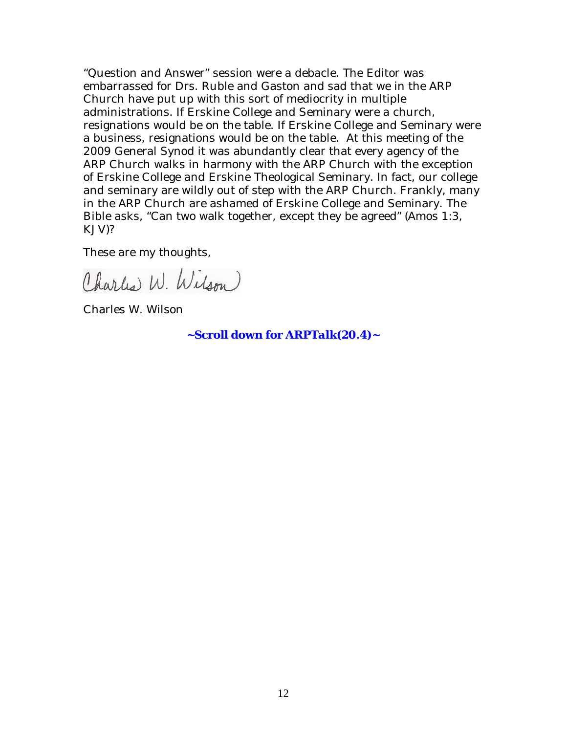"Question and Answer" session were a debacle. The Editor was embarrassed for Drs. Ruble and Gaston and sad that we in the ARP Church have put up with this sort of mediocrity in multiple administrations. If Erskine College and Seminary were a church, resignations would be on the table. If Erskine College and Seminary were a business, resignations would be on the table. At this meeting of the 2009 General Synod it was abundantly clear that every agency of the ARP Church walks in harmony with the ARP Church with the exception of Erskine College and Erskine Theological Seminary. In fact, our college and seminary are wildly out of step with the ARP Church. Frankly, many in the ARP Church are ashamed of Erskine College and Seminary. The Bible asks, "Can two walk together, except they be agreed" (Amos 1:3, KJV)?

These are my thoughts,

Charles W. Wilson

Charles W. Wilson

**~Scroll down for ARPTalk(20.4)~**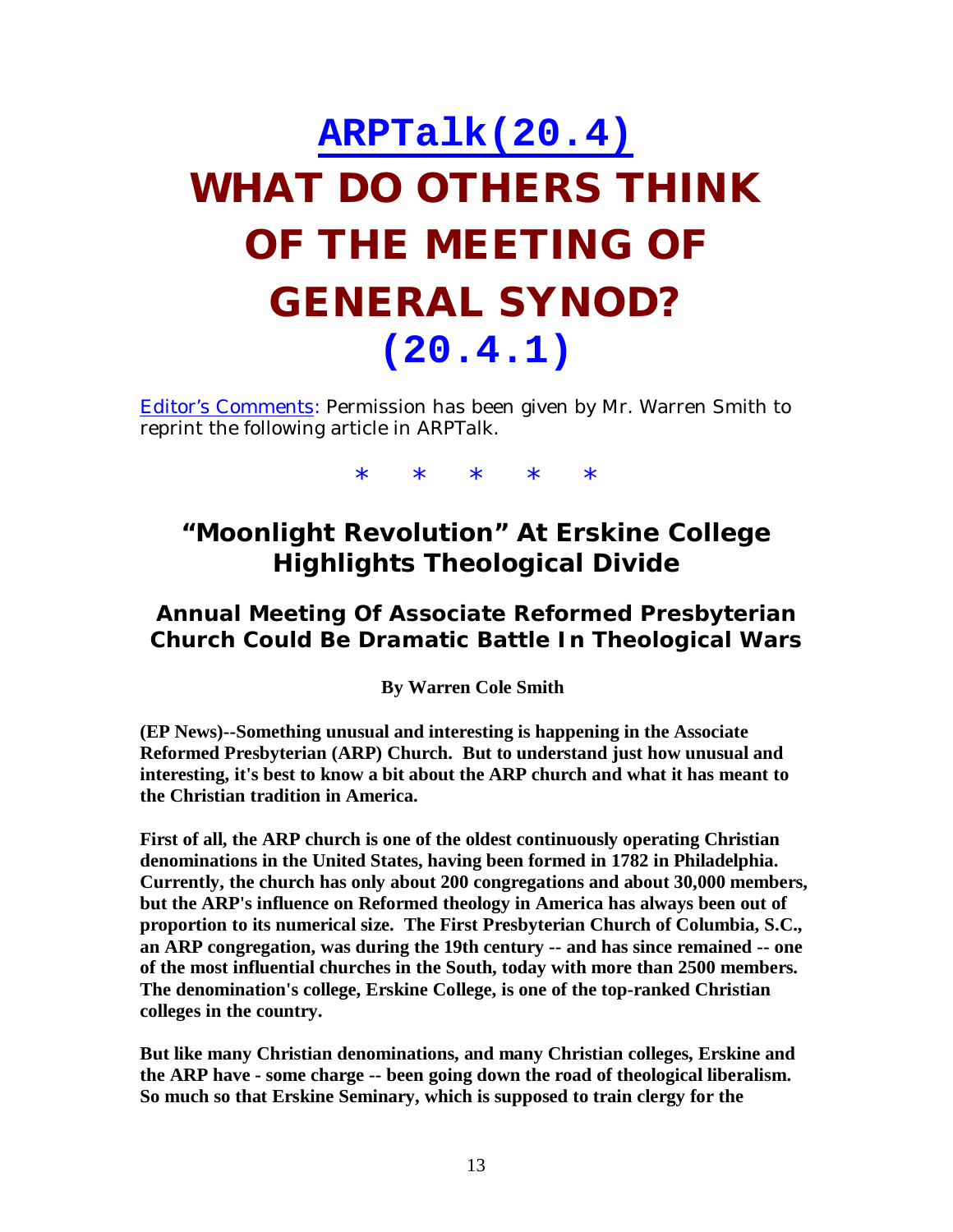# ARPTalk(20.4)

# WHAT DO OTHERS THINK OF THE MEETING OF GENERAL SYNOD? (20.4.1)

Editor's Comments: Permission has been given by Mr. Warren Smith to reprint the following article in ARPTalk.

\*   \*   \*   \*   \*

## "Moonlight Revolution" At Erskine College Highlights Theological Divide

### Annual Meeting Of Associate Reformed Presbyterian Church Could Be Dramatic Battle In Theological Wars

**By Warren Cole Smith**

**(EP News)--Something unusual and interesting is happening in the Associate Reformed Presbyterian (ARP) Church. But to understand just how unusual and interesting, it's best to know a bit about the ARP church and what it has meant to the Christian tradition in America.**

**First of all, the ARP church is one of the oldest continuously operating Christian denominations in the United States, having been formed in 1782 in Philadelphia. Currently, the church has only about 200 congregations and about 30,000 members, but the ARP's influence on Reformed theology in America has always been out of proportion to its numerical size. The First Presbyterian Church of Columbia, S.C., an ARP congregation, was during the 19th century -- and has since remained -- one of the most influential churches in the South, today with more than 2500 members. The denomination's college, Erskine College, is one of the top-ranked Christian colleges in the country.**

**But like many Christian denominations, and many Christian colleges, Erskine and the ARP have - some charge -- been going down the road of theological liberalism. So much so that Erskine Seminary, which is supposed to train clergy for the**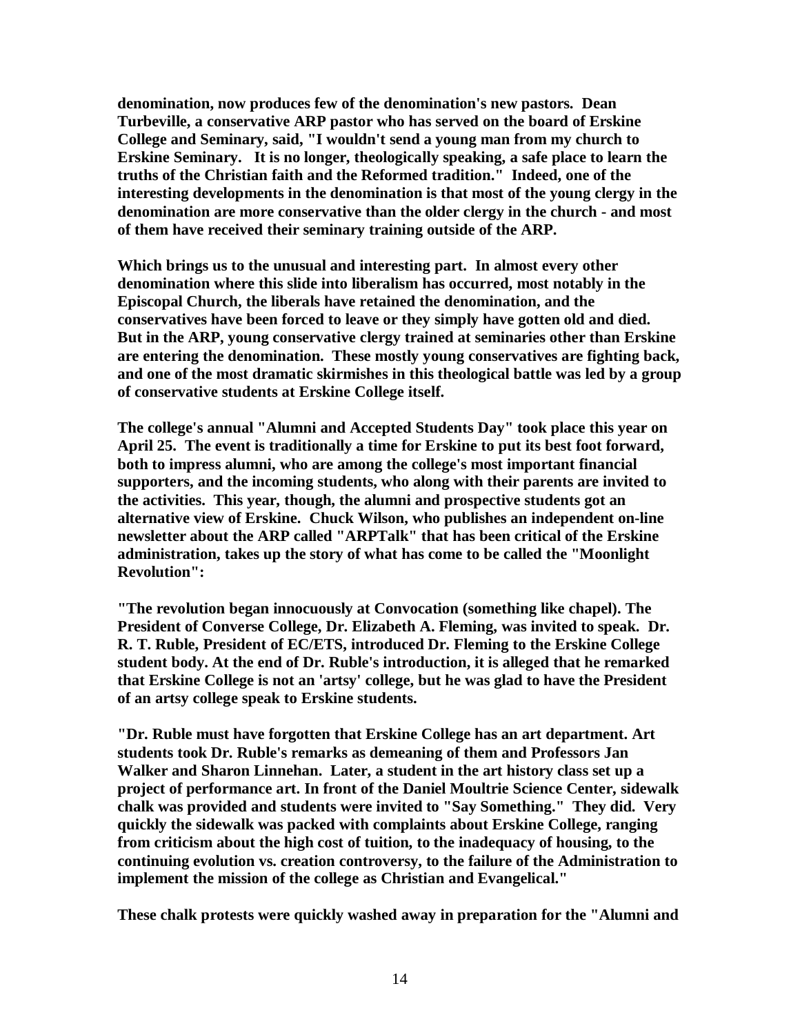**denomination, now produces few of the denomination's new pastors. Dean Turbeville, a conservative ARP pastor who has served on the board of Erskine College and Seminary, said, "I wouldn't send a young man from my church to Erskine Seminary. It is no longer, theologically speaking, a safe place to learn the truths of the Christian faith and the Reformed tradition." Indeed, one of the interesting developments in the denomination is that most of the young clergy in the denomination are more conservative than the older clergy in the church - and most of them have received their seminary training outside of the ARP.**

**Which brings us to the unusual and interesting part. In almost every other denomination where this slide into liberalism has occurred, most notably in the Episcopal Church, the liberals have retained the denomination, and the conservatives have been forced to leave or they simply have gotten old and died. But in the ARP, young conservative clergy trained at seminaries other than Erskine are entering the denomination. These mostly young conservatives are fighting back, and one of the most dramatic skirmishes in this theological battle was led by a group of conservative students at Erskine College itself.**

**The college's annual "Alumni and Accepted Students Day" took place this year on April 25. The event is traditionally a time for Erskine to put its best foot forward, both to impress alumni, who are among the college's most important financial supporters, and the incoming students, who along with their parents are invited to the activities. This year, though, the alumni and prospective students got an alternative view of Erskine. Chuck Wilson, who publishes an independent on-line newsletter about the ARP called "ARPTalk" that has been critical of the Erskine administration, takes up the story of what has come to be called the "Moonlight Revolution":**

**"The revolution began innocuously at Convocation (something like chapel). The President of Converse College, Dr. Elizabeth A. Fleming, was invited to speak. Dr. R. T. Ruble, President of EC/ETS, introduced Dr. Fleming to the Erskine College student body. At the end of Dr. Ruble's introduction, it is alleged that he remarked that Erskine College is not an 'artsy' college, but he was glad to have the President of an artsy college speak to Erskine students.**

**"Dr. Ruble must have forgotten that Erskine College has an art department. Art students took Dr. Ruble's remarks as demeaning of them and Professors Jan Walker and Sharon Linnehan. Later, a student in the art history class set up a project of performance art. In front of the Daniel Moultrie Science Center, sidewalk chalk was provided and students were invited to "Say Something." They did. Very quickly the sidewalk was packed with complaints about Erskine College, ranging from criticism about the high cost of tuition, to the inadequacy of housing, to the continuing evolution vs. creation controversy, to the failure of the Administration to implement the mission of the college as Christian and Evangelical."**

**These chalk protests were quickly washed away in preparation for the "Alumni and**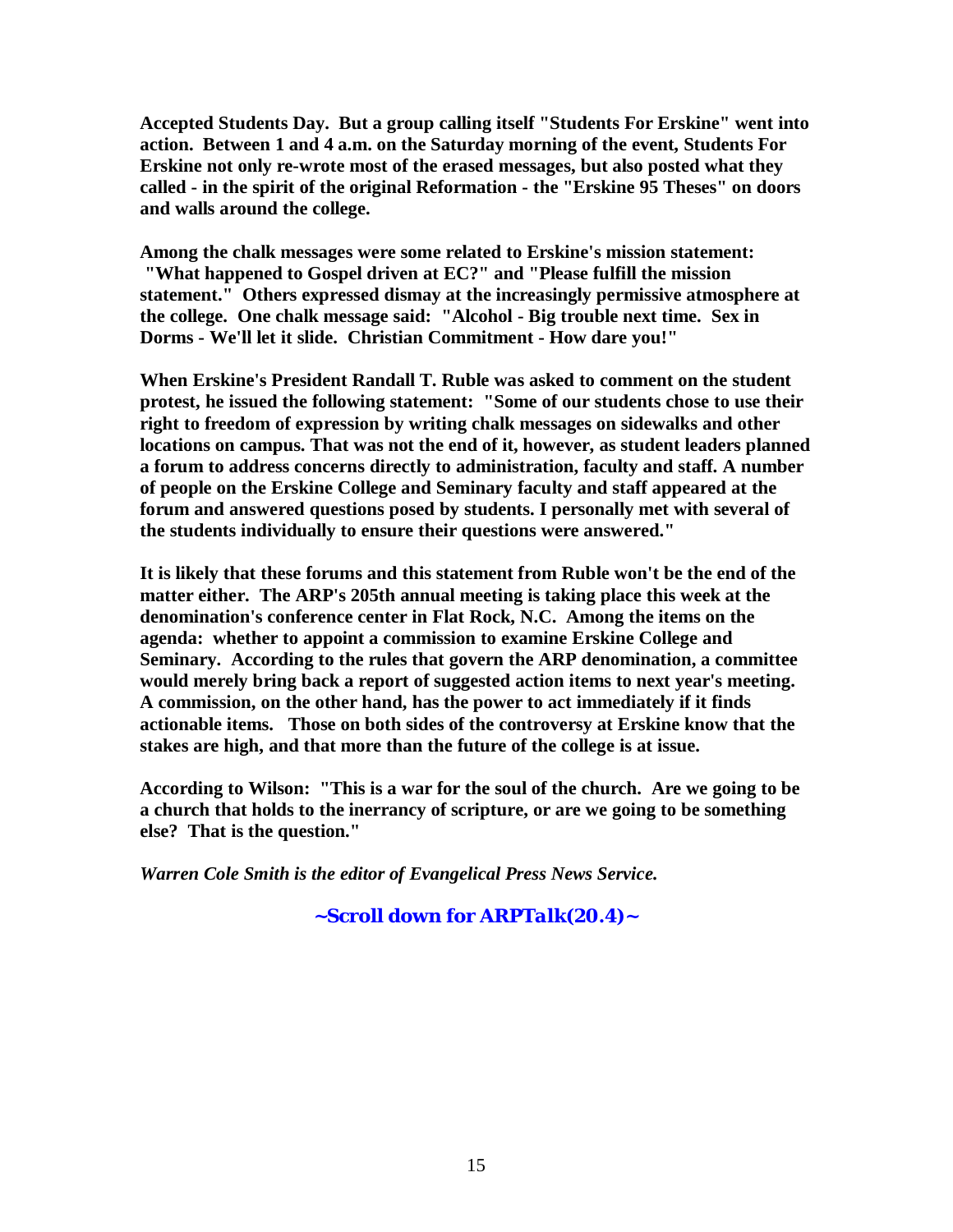**Accepted Students Day. But a group calling itself "Students For Erskine" went into action. Between 1 and 4 a.m. on the Saturday morning of the event, Students For Erskine not only re-wrote most of the erased messages, but also posted what they called - in the spirit of the original Reformation - the "Erskine 95 Theses" on doors and walls around the college.**

**Among the chalk messages were some related to Erskine's mission statement: "What happened to Gospel driven at EC?" and "Please fulfill the mission statement." Others expressed dismay at the increasingly permissive atmosphere at the college. One chalk message said: "Alcohol - Big trouble next time. Sex in Dorms - We'll let it slide. Christian Commitment - How dare you!"**

**When Erskine's President Randall T. Ruble was asked to comment on the student protest, he issued the following statement: "Some of our students chose to use their right to freedom of expression by writing chalk messages on sidewalks and other locations on campus. That was not the end of it, however, as student leaders planned a forum to address concerns directly to administration, faculty and staff. A number of people on the Erskine College and Seminary faculty and staff appeared at the forum and answered questions posed by students. I personally met with several of the students individually to ensure their questions were answered."**

**It is likely that these forums and this statement from Ruble won't be the end of the matter either. The ARP's 205th annual meeting is taking place this week at the denomination's conference center in Flat Rock, N.C. Among the items on the agenda: whether to appoint a commission to examine Erskine College and Seminary. According to the rules that govern the ARP denomination, a committee would merely bring back a report of suggested action items to next year's meeting. A commission, on the other hand, has the power to act immediately if it finds actionable items. Those on both sides of the controversy at Erskine know that the stakes are high, and that more than the future of the college is at issue.**

**According to Wilson: "This is a war for the soul of the church. Are we going to be a church that holds to the inerrancy of scripture, or are we going to be something else? That is the question."**

***Warren Cole Smith is the editor of Evangelical Press News Service.***

***~Scroll down for ARPTalk(20.4)~***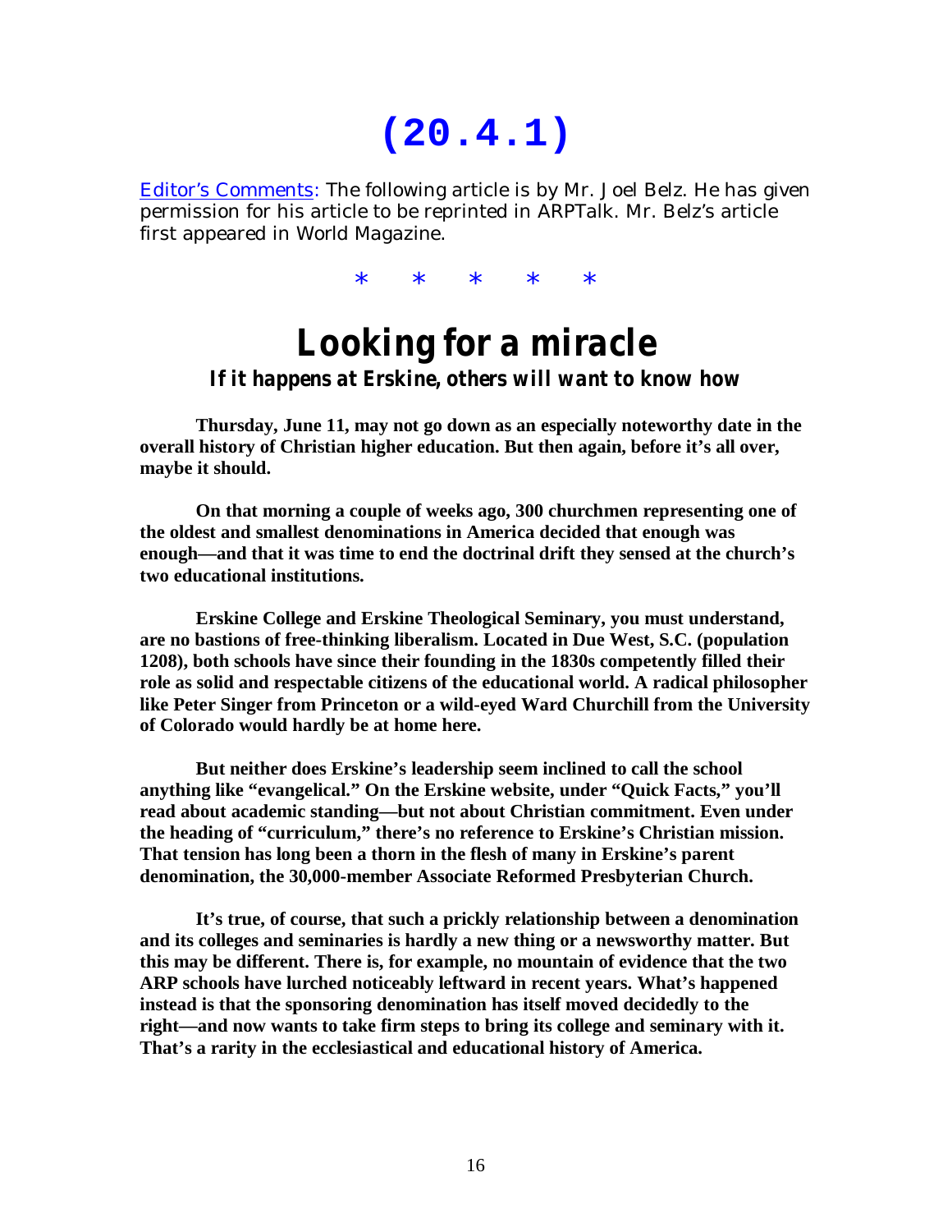# (20.4.1)

Editor's Comments: The following article is by Mr. Joel Belz. He has given permission for his article to be reprinted in ARPTalk. Mr. Belz's article first appeared in World Magazine.

\* \* \* \* \*

## Looking for a miracle

### *If it happens at Erskine, others will want to know how*

**Thursday, June 11, may not go down as an especially noteworthy date in the overall history of Christian higher education. But then again, before it's all over, maybe it should.**

**On that morning a couple of weeks ago, 300 churchmen representing one of the oldest and smallest denominations in America decided that enough was enough—and that it was time to end the doctrinal drift they sensed at the church's two educational institutions.**

**Erskine College and Erskine Theological Seminary, you must understand, are no bastions of free-thinking liberalism. Located in Due West, S.C. (population 1208), both schools have since their founding in the 1830s competently filled their role as solid and respectable citizens of the educational world. A radical philosopher like Peter Singer from Princeton or a wild-eyed Ward Churchill from the University of Colorado would hardly be at home here.**

**But neither does Erskine's leadership seem inclined to call the school anything like "evangelical." On the Erskine website, under "Quick Facts," you'll read about academic standing—but not about Christian commitment. Even under the heading of "curriculum," there's no reference to Erskine's Christian mission. That tension has long been a thorn in the flesh of many in Erskine's parent denomination, the 30,000-member Associate Reformed Presbyterian Church.**

**It's true, of course, that such a prickly relationship between a denomination and its colleges and seminaries is hardly a new thing or a newsworthy matter. But this may be different. There is, for example, no mountain of evidence that the two ARP schools have lurched noticeably leftward in recent years. What's happened instead is that the sponsoring denomination has itself moved decidedly to the right—and now wants to take firm steps to bring its college and seminary with it. That's a rarity in the ecclesiastical and educational history of America.**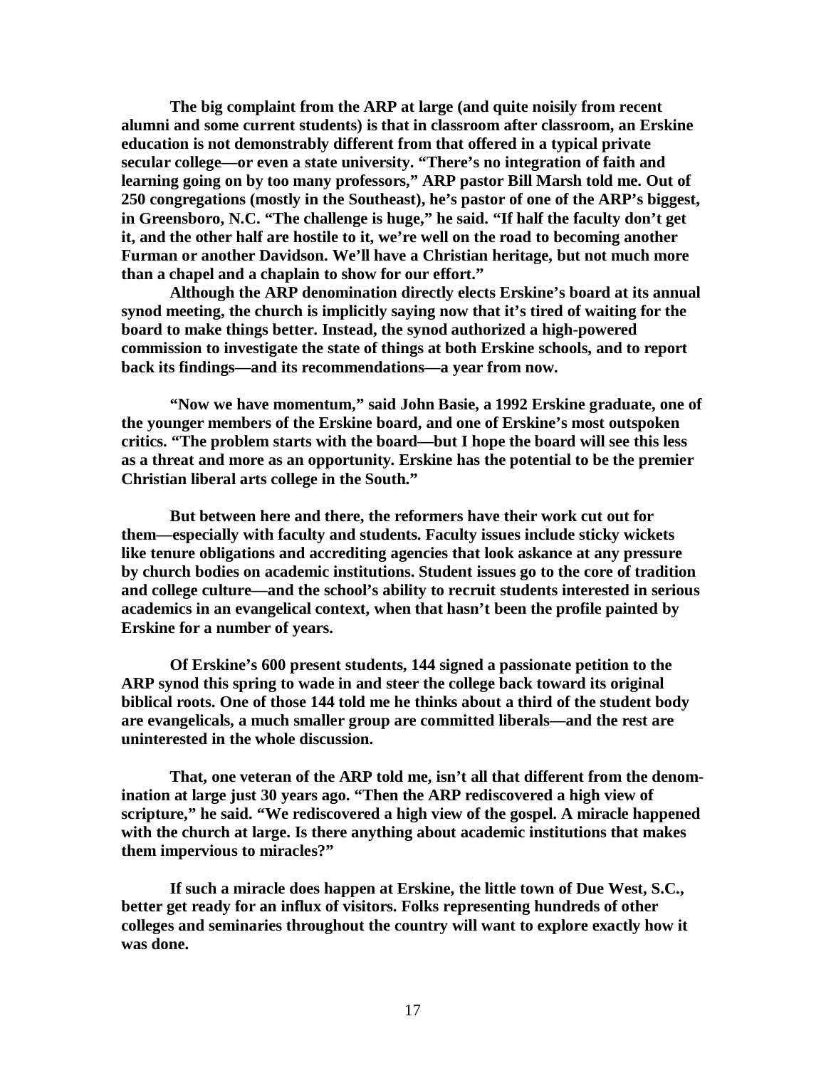**The big complaint from the ARP at large (and quite noisily from recent alumni and some current students) is that in classroom after classroom, an Erskine education is not demonstrably different from that offered in a typical private secular college—or even a state university. "There's no integration of faith and learning going on by too many professors," ARP pastor Bill Marsh told me. Out of 250 congregations (mostly in the Southeast), he's pastor of one of the ARP's biggest, in Greensboro, N.C. "The challenge is huge," he said. "If half the faculty don't get it, and the other half are hostile to it, we're well on the road to becoming another Furman or another Davidson. We'll have a Christian heritage, but not much more than a chapel and a chaplain to show for our effort."**

**Although the ARP denomination directly elects Erskine's board at its annual synod meeting, the church is implicitly saying now that it's tired of waiting for the board to make things better. Instead, the synod authorized a high-powered commission to investigate the state of things at both Erskine schools, and to report back its findings—and its recommendations—a year from now.**

**"Now we have momentum," said John Basie, a 1992 Erskine graduate, one of the younger members of the Erskine board, and one of Erskine's most outspoken critics. "The problem starts with the board—but I hope the board will see this less as a threat and more as an opportunity. Erskine has the potential to be the premier Christian liberal arts college in the South."**

**But between here and there, the reformers have their work cut out for them—especially with faculty and students. Faculty issues include sticky wickets like tenure obligations and accrediting agencies that look askance at any pressure by church bodies on academic institutions. Student issues go to the core of tradition and college culture—and the school's ability to recruit students interested in serious academics in an evangelical context, when that hasn't been the profile painted by Erskine for a number of years.**

**Of Erskine's 600 present students, 144 signed a passionate petition to the ARP synod this spring to wade in and steer the college back toward its original biblical roots. One of those 144 told me he thinks about a third of the student body are evangelicals, a much smaller group are committed liberals—and the rest are uninterested in the whole discussion.**

**That, one veteran of the ARP told me, isn't all that different from the denomination at large just 30 years ago. "Then the ARP rediscovered a high view of scripture," he said. "We rediscovered a high view of the gospel. A miracle happened with the church at large. Is there anything about academic institutions that makes them impervious to miracles?"**

**If such a miracle does happen at Erskine, the little town of Due West, S.C., better get ready for an influx of visitors. Folks representing hundreds of other colleges and seminaries throughout the country will want to explore exactly how it was done.**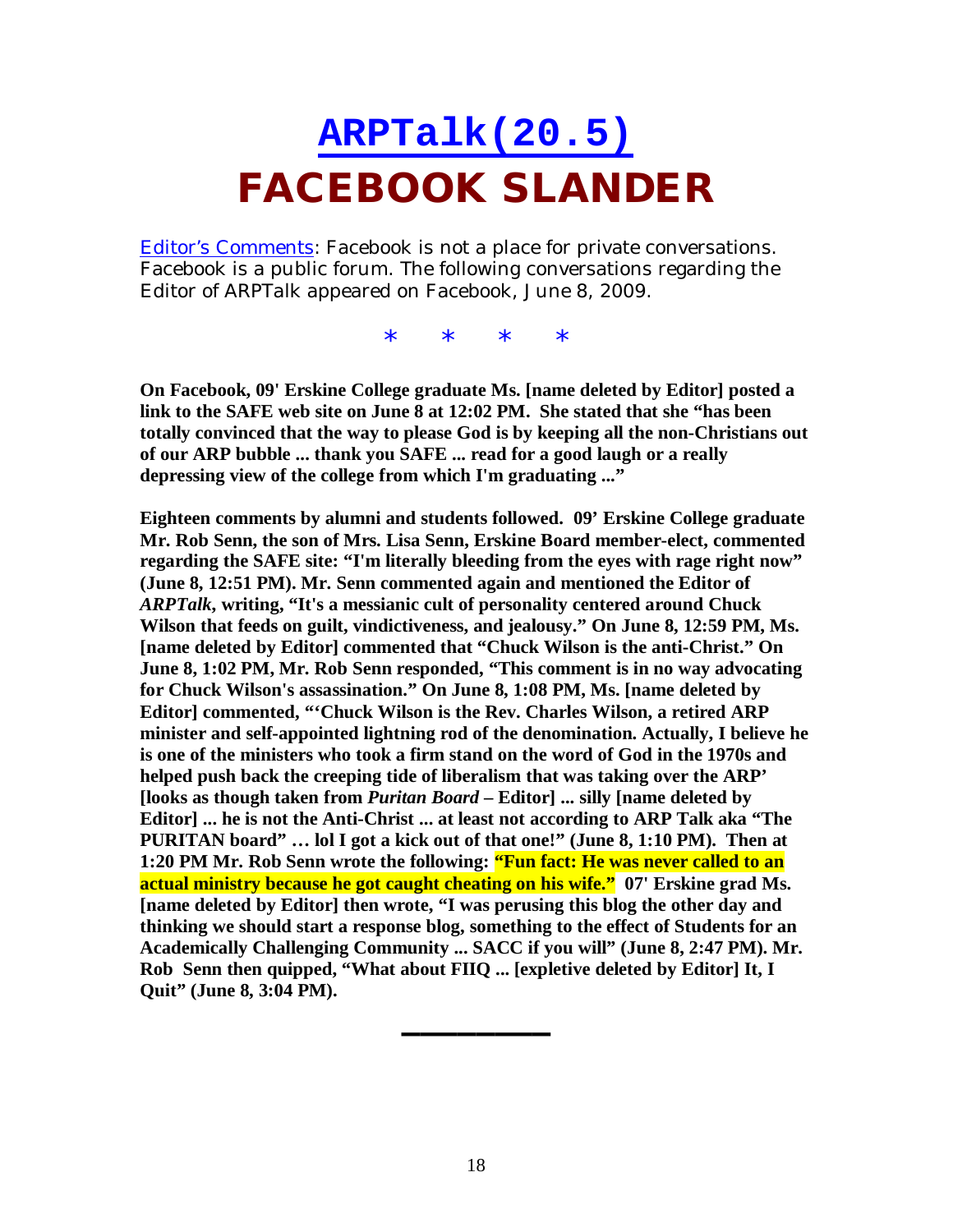# ARPTalk(20.5)

# FACEBOOK SLANDER

Editor's Comments: Facebook is not a place for private conversations. Facebook is a public forum. The following conversations regarding the Editor of ARPTalk appeared on Facebook, June 8, 2009.

\* \* \* \*

**On Facebook, 09' Erskine College graduate Ms. [name deleted by Editor] posted a link to the SAFE web site on June 8 at 12:02 PM. She stated that she "has been totally convinced that the way to please God is by keeping all the non-Christians out of our ARP bubble ... thank you SAFE ... read for a good laugh or a really depressing view of the college from which I'm graduating ..."**

**Eighteen comments by alumni and students followed. 09' Erskine College graduate Mr. Rob Senn, the son of Mrs. Lisa Senn, Erskine Board member-elect, commented regarding the SAFE site: "I'm literally bleeding from the eyes with rage right now" (June 8, 12:51 PM). Mr. Senn commented again and mentioned the Editor of *ARPTalk*, writing, "It's a messianic cult of personality centered around Chuck Wilson that feeds on guilt, vindictiveness, and jealousy." On June 8, 12:59 PM, Ms. [name deleted by Editor] commented that "Chuck Wilson is the anti-Christ." On June 8, 1:02 PM, Mr. Rob Senn responded, "This comment is in no way advocating for Chuck Wilson's assassination." On June 8, 1:08 PM, Ms. [name deleted by Editor] commented, "'Chuck Wilson is the Rev. Charles Wilson, a retired ARP minister and self-appointed lightning rod of the denomination. Actually, I believe he is one of the ministers who took a firm stand on the word of God in the 1970s and helped push back the creeping tide of liberalism that was taking over the ARP' [looks as though taken from *Puritan Board* – Editor] ... silly [name deleted by Editor] ... he is not the Anti-Christ ... at least not according to ARP Talk aka "The PURITAN board" … lol I got a kick out of that one!" (June 8, 1:10 PM). Then at 1:20 PM Mr. Rob Senn wrote the following: "Fun fact: He was never called to an actual ministry because he got caught cheating on his wife." 07' Erskine grad Ms. [name deleted by Editor] then wrote, "I was perusing this blog the other day and thinking we should start a response blog, something to the effect of Students for an Academically Challenging Community ... SACC if you will" (June 8, 2:47 PM). Mr. Rob Senn then quipped, "What about FIIQ ... [expletive deleted by Editor] It, I Quit" (June 8, 3:04 PM).**

---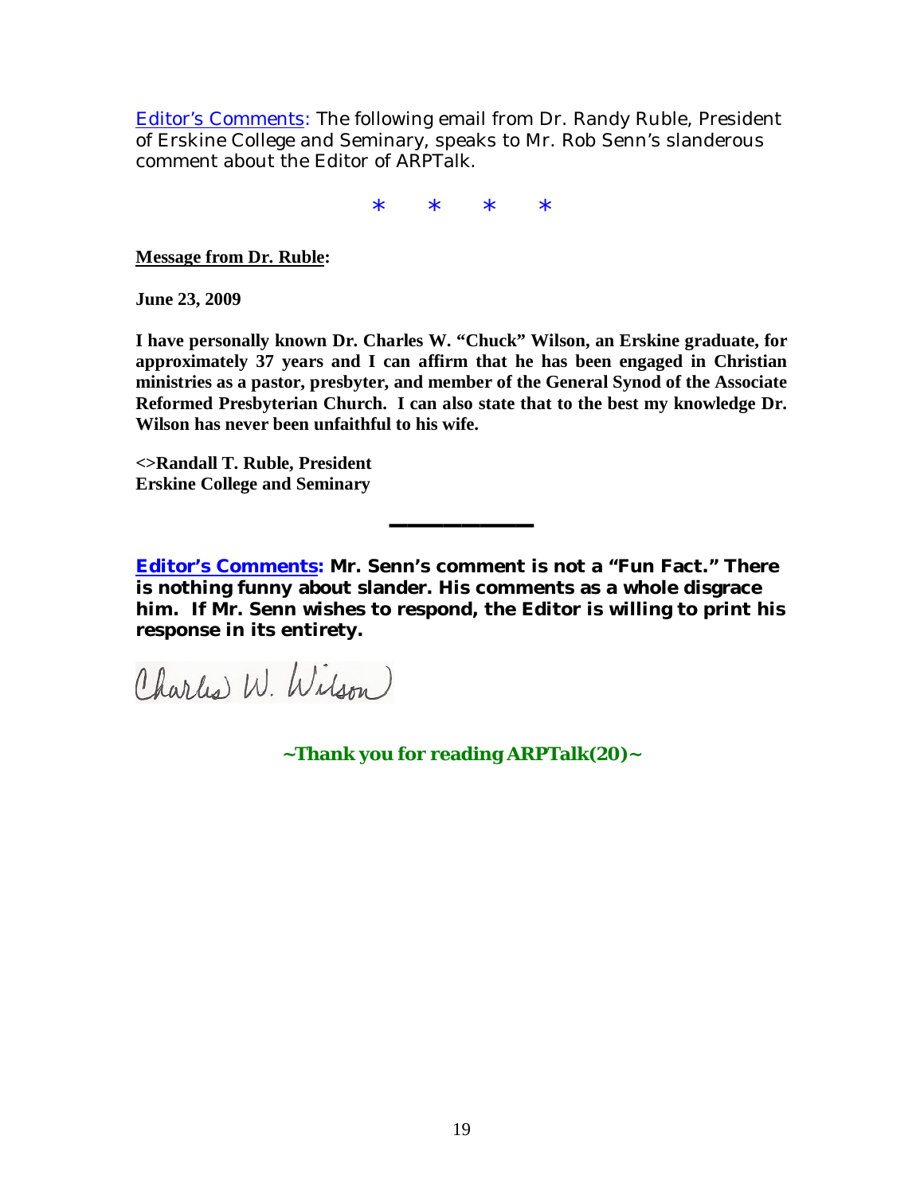Editor's Comments: The following email from Dr. Randy Ruble, President of Erskine College and Seminary, speaks to Mr. Rob Senn's slanderous comment about the Editor of ARPTalk.

\* \* \* \*

**Message from Dr. Ruble:**

**June 23, 2009**

**I have personally known Dr. Charles W. "Chuck" Wilson, an Erskine graduate, for approximately 37 years and I can affirm that he has been engaged in Christian ministries as a pastor, presbyter, and member of the General Synod of the Associate Reformed Presbyterian Church. I can also state that to the best my knowledge Dr. Wilson has never been unfaithful to his wife.**

**<>Randall T. Ruble, President**
**Erskine College and Seminary**

---

**Editor's Comments: Mr. Senn's comment is not a "Fun Fact." There is nothing funny about slander. His comments as a whole disgrace him. If Mr. Senn wishes to respond, the Editor is willing to print his response in its entirety.**

Charles W. Wilson

**~Thank you for reading ARPTalk(20)~**